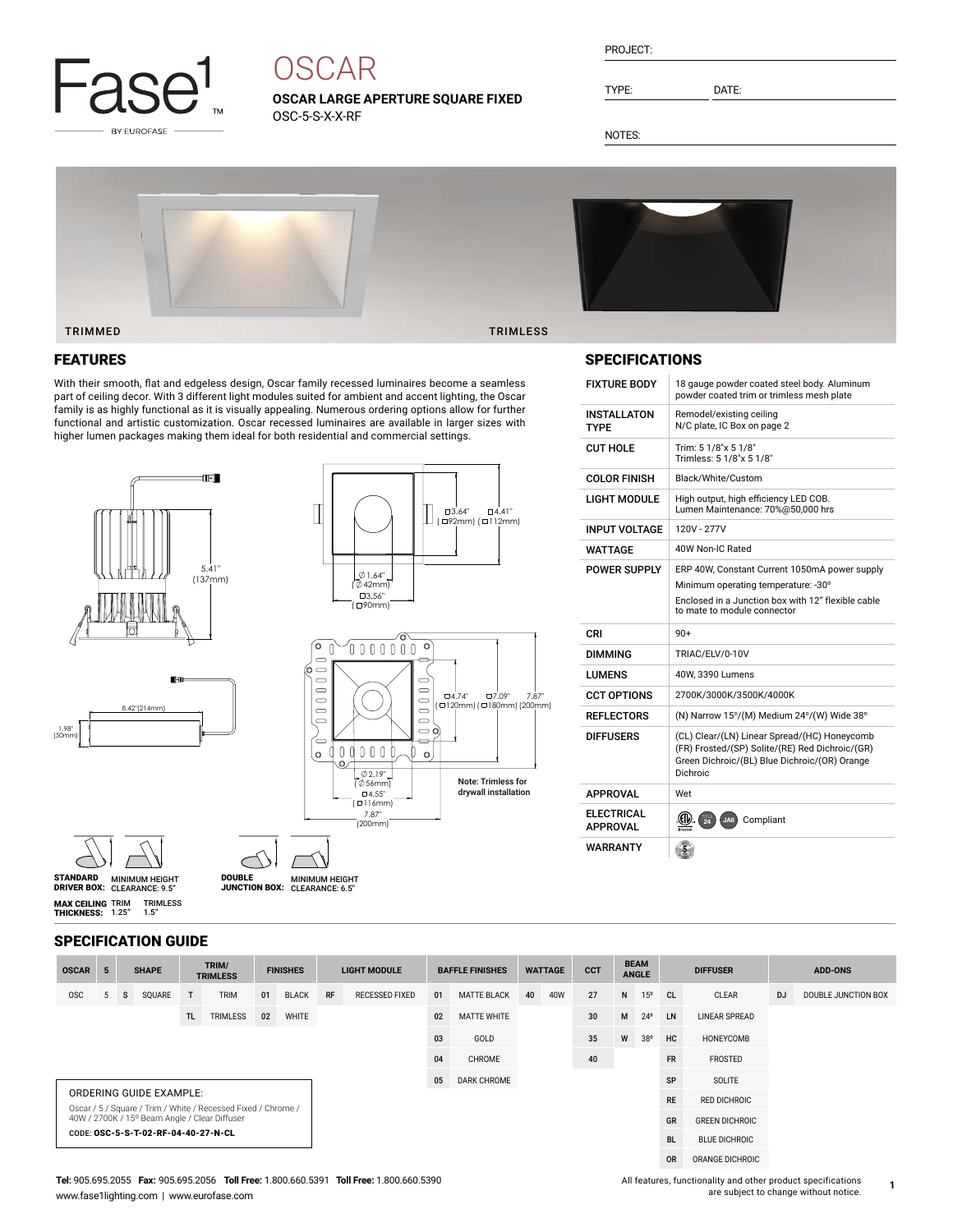Fase1 BY EUROFASE

# OSCAR

**OSCAR LARGE APERTURE SQUARE FIXED**
OSC-5-S-X-X-RF

PROJECT:

TYPE: DATE:

NOTES:

TRIMMED TRIMLESS

## FEATURES

With their smooth, flat and edgeless design, Oscar family recessed luminaires become a seamless part of ceiling decor. With 3 different light modules suited for ambient and accent lighting, the Oscar family is as highly functional as it is visually appealing. Numerous ordering options allow for further functional and artistic customization. Oscar recessed luminaires are available in larger sizes with higher lumen packages making them ideal for both residential and commercial settings.

5.41" (137mm)

8.42"(214mm)

1.98" (50mm)

□3.64" (□92mm) □4.41" (□112mm)

∅1.64" (∅42mm)

□3.56" (□90mm)

□4.74" (□120mm) □7.09" (□180mm) 7.87" (200mm)

∅2.19" (∅56mm)

□4.55" (□116mm)

7.87" (200mm)

Note: Trimless for drywall installation

**STANDARD DRIVER BOX:** MINIMUM HEIGHT CLEARANCE: 9.5"

**DOUBLE JUNCTION BOX:** MINIMUM HEIGHT CLEARANCE: 6.5"

**MAX CEILING THICKNESS:** TRIM 1.25" TRIMLESS 1.5"

## SPECIFICATIONS

| | |
|---|---|
| FIXTURE BODY | 18 gauge powder coated steel body. Aluminum powder coated trim or trimless mesh plate |
| INSTALLATON TYPE | Remodel/existing ceiling<br>N/C plate, IC Box on page 2 |
| CUT HOLE | Trim: 5 1/8"x 5 1/8"<br>Trimless: 5 1/8"x 5 1/8" |
| COLOR FINISH | Black/White/Custom |
| LIGHT MODULE | High output, high efficiency LED COB.<br>Lumen Maintenance: 70%@50,000 hrs |
| INPUT VOLTAGE | 120V - 277V |
| WATTAGE | 40W Non-IC Rated |
| POWER SUPPLY | ERP 40W, Constant Current 1050mA power supply<br>Minimum operating temperature: -30°<br>Enclosed in a Junction box with 12" flexible cable to mate to module connector |
| CRI | 90+ |
| DIMMING | TRIAC/ELV/0-10V |
| LUMENS | 40W, 3390 Lumens |
| CCT OPTIONS | 2700K/3000K/3500K/4000K |
| REFLECTORS | (N) Narrow 15°/(M) Medium 24°/(W) Wide 38° |
| DIFFUSERS | (CL) Clear/(LN) Linear Spread/(HC) Honeycomb (FR) Frosted/(SP) Solite/(RE) Red Dichroic/(GR) Green Dichroic/(BL) Blue Dichroic/(OR) Orange Dichroic |
| APPROVAL | Wet |
| ELECTRICAL APPROVAL | Compliant |
| WARRANTY | 5 |

## SPECIFICATION GUIDE

| OSCAR | 5 | SHAPE | | TRIM/ TRIMLESS | | FINISHES | | LIGHT MODULE | | BAFFLE FINISHES | | WATTAGE | | CCT | BEAM ANGLE | | DIFFUSER | | ADD-ONS | |
|---|---|---|---|---|---|---|---|---|---|---|---|---|---|---|---|---|---|---|---|---|
| OSC | 5 | S | SQUARE | T | TRIM | 01 | BLACK | RF | RECESSED FIXED | 01 | MATTE BLACK | 40 | 40W | 27 | N | 15º | CL | CLEAR | DJ | DOUBLE JUNCTION BOX |
| | | | | TL | TRIMLESS | 02 | WHITE | | | 02 | MATTE WHITE | | | 30 | M | 24º | LN | LINEAR SPREAD | | |
| | | | | | | | | | | 03 | GOLD | | | 35 | W | 38º | HC | HONEYCOMB | | |
| | | | | | | | | | | 04 | CHROME | | | 40 | | | FR | FROSTED | | |
| | | | | | | | | | | 05 | DARK CHROME | | | | | | SP | SOLITE | | |
| | | | | | | | | | | | | | | | | | RE | RED DICHROIC | | |
| | | | | | | | | | | | | | | | | | GR | GREEN DICHROIC | | |
| | | | | | | | | | | | | | | | | | BL | BLUE DICHROIC | | |
| | | | | | | | | | | | | | | | | | OR | ORANGE DICHROIC | | |

ORDERING GUIDE EXAMPLE:

Oscar / 5 / Square / Trim / White / Recessed Fixed / Chrome / 40W / 2700K / 15º Beam Angle / Clear Diffuser

CODE: **OSC-5-S-T-02-RF-04-40-27-N-CL**

**Tel:** 905.695.2055 **Fax:** 905.695.2056 **Toll Free:** 1.800.660.5391 **Toll Free:** 1.800.660.5390
www.fase1lighting.com | www.eurofase.com

All features, functionality and other product specifications are subject to change without notice.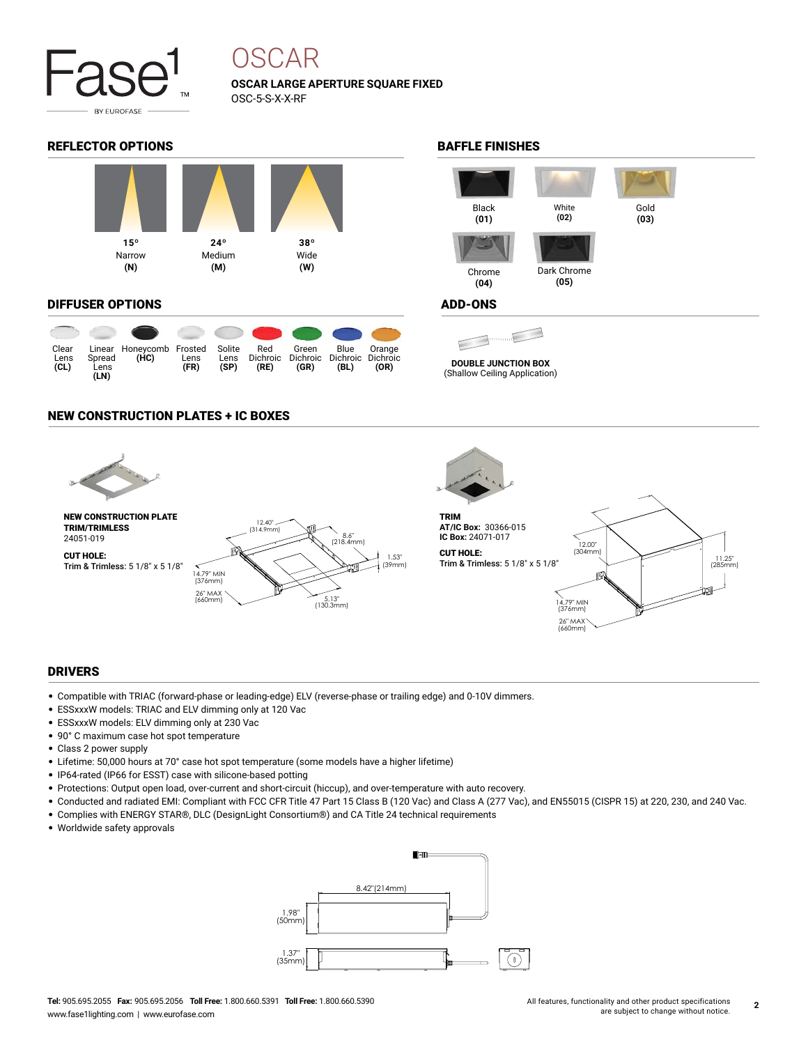Fase1 BY EUROFASE

# OSCAR

**OSCAR LARGE APERTURE SQUARE FIXED**

OSC-5-S-X-X-RF

## REFLECTOR OPTIONS

**15°**
Narrow
**(N)**

**24°**
Medium
**(M)**

**38°**
Wide
**(W)**

## BAFFLE FINISHES

Black **(01)**

White **(02)**

Gold **(03)**

Chrome **(04)**

Dark Chrome **(05)**

## DIFFUSER OPTIONS

Clear Lens **(CL)**

Linear Spread Lens **(LN)**

Honeycomb **(HC)**

Frosted Lens **(FR)**

Solite Lens **(SP)**

Red Dichroic **(RE)**

Green Dichroic **(GR)**

Blue Dichroic **(BL)**

Orange Dichroic **(OR)**

## ADD-ONS

**DOUBLE JUNCTION BOX**
(Shallow Ceiling Application)

## NEW CONSTRUCTION PLATES + IC BOXES

**NEW CONSTRUCTION PLATE TRIM/TRIMLESS**
24051-019

**CUT HOLE:**
Trim & Trimless: 5 1/8" x 5 1/8"

12.40" (314.9mm)
8.6" (218.4mm)
1.53" (39mm)
14.79" MIN (376mm)
26" MAX (660mm)
5.13" (130.3mm)

**TRIM**
**AT/IC Box:** 30366-015
**IC Box:** 24071-017

**CUT HOLE:**
Trim & Trimless: 5 1/8" x 5 1/8"

12.00" (304mm)
11.25" (285mm)
14.79" MIN (376mm)
26" MAX (660mm)

## DRIVERS

- Compatible with TRIAC (forward-phase or leading-edge) ELV (reverse-phase or trailing edge) and 0-10V dimmers.
- ESSxxxW models: TRIAC and ELV dimming only at 120 Vac
- ESSxxxW models: ELV dimming only at 230 Vac
- 90° C maximum case hot spot temperature
- Class 2 power supply
- Lifetime: 50,000 hours at 70° case hot spot temperature (some models have a higher lifetime)
- IP64-rated (IP66 for ESST) case with silicone-based potting
- Protections: Output open load, over-current and short-circuit (hiccup), and over-temperature with auto recovery.
- Conducted and radiated EMI: Compliant with FCC CFR Title 47 Part 15 Class B (120 Vac) and Class A (277 Vac), and EN55015 (CISPR 15) at 220, 230, and 240 Vac.
- Complies with ENERGY STAR®, DLC (DesignLight Consortium®) and CA Title 24 technical requirements
- Worldwide safety approvals

8.42"(214mm)
1.98" (50mm)
1.37" (35mm)

**Tel:** 905.695.2055 **Fax:** 905.695.2056 **Toll Free:** 1.800.660.5391 **Toll Free:** 1.800.660.5390
www.fase1lighting.com | www.eurofase.com

All features, functionality and other product specifications are subject to change without notice.